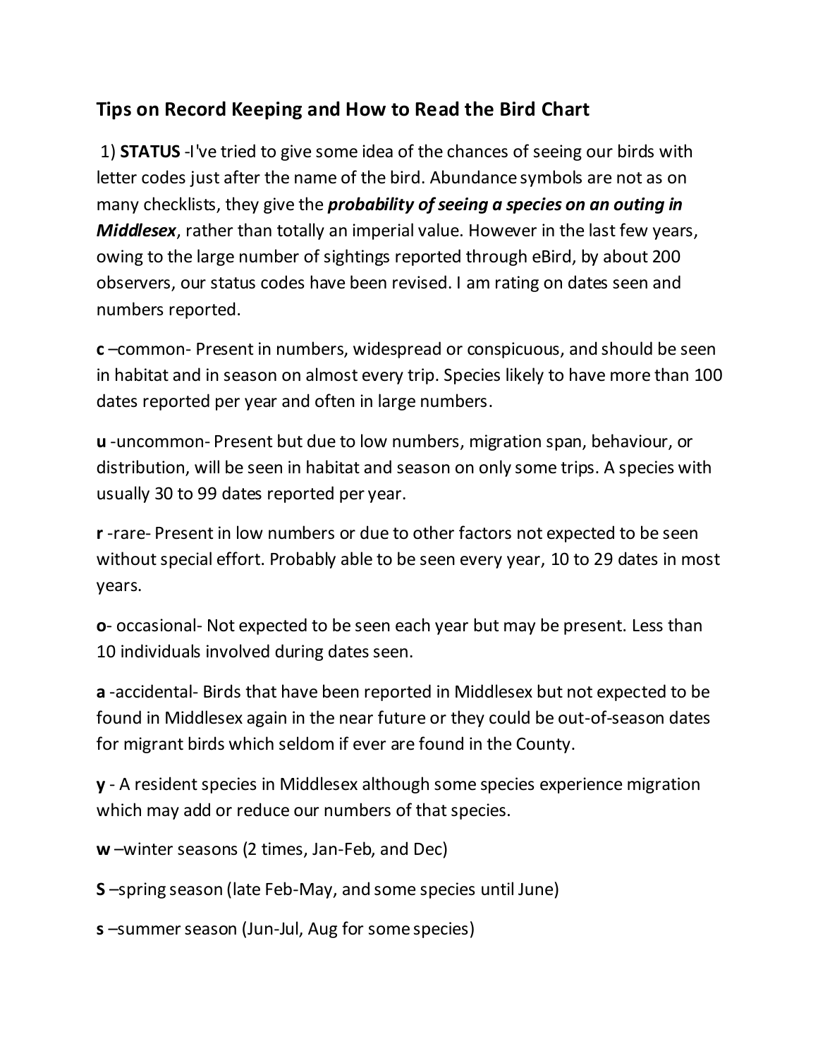## Tips on Record Keeping and How to Read the Bird Chart

1) **STATUS** -I've tried to give some idea of the chances of seeing our birds with letter codes just after the name of the bird. Abundance symbols are not as on many checklists, they give the ***probability of seeing a species on an outing in Middlesex***, rather than totally an imperial value. However in the last few years, owing to the large number of sightings reported through eBird, by about 200 observers, our status codes have been revised. I am rating on dates seen and numbers reported.

**c** –common- Present in numbers, widespread or conspicuous, and should be seen in habitat and in season on almost every trip. Species likely to have more than 100 dates reported per year and often in large numbers.

**u** -uncommon- Present but due to low numbers, migration span, behaviour, or distribution, will be seen in habitat and season on only some trips. A species with usually 30 to 99 dates reported per year.

**r** -rare- Present in low numbers or due to other factors not expected to be seen without special effort. Probably able to be seen every year, 10 to 29 dates in most years.

**o**- occasional- Not expected to be seen each year but may be present. Less than 10 individuals involved during dates seen.

**a** -accidental- Birds that have been reported in Middlesex but not expected to be found in Middlesex again in the near future or they could be out-of-season dates for migrant birds which seldom if ever are found in the County.

**y** - A resident species in Middlesex although some species experience migration which may add or reduce our numbers of that species.

**w** –winter seasons (2 times, Jan-Feb, and Dec)

**S** –spring season (late Feb-May, and some species until June)

**s** –summer season (Jun-Jul, Aug for some species)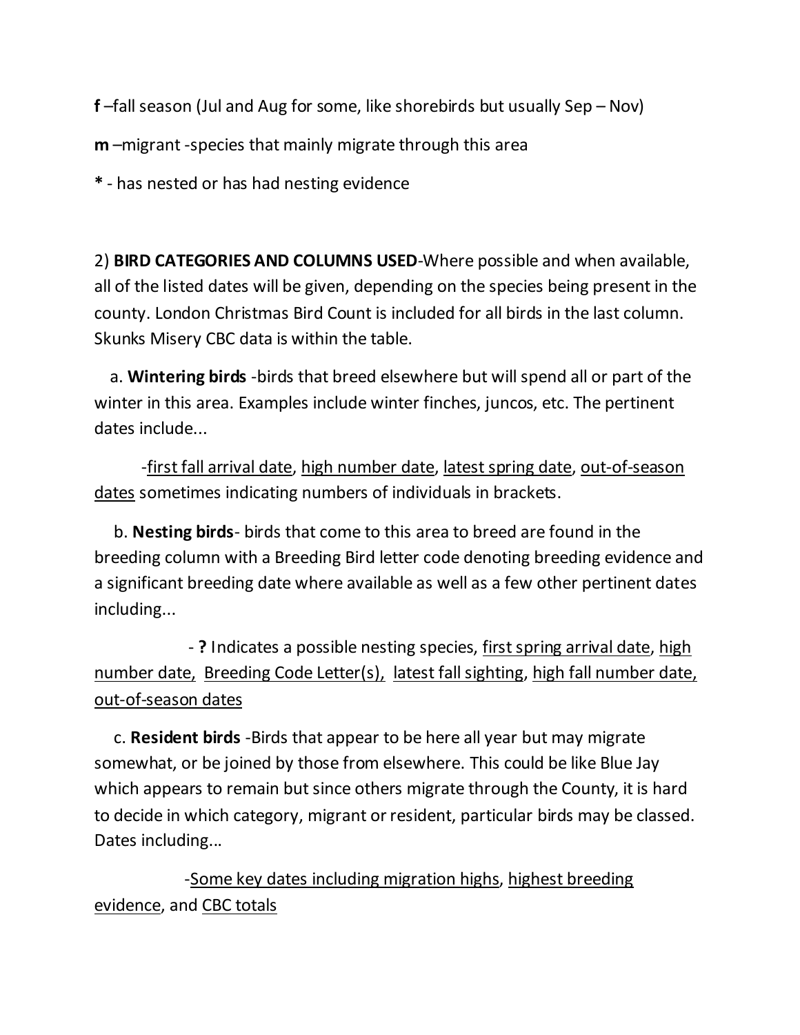**f** –fall season (Jul and Aug for some, like shorebirds but usually Sep – Nov)

**m** –migrant -species that mainly migrate through this area

**\*** - has nested or has had nesting evidence

2) **BIRD CATEGORIES AND COLUMNS USED**-Where possible and when available, all of the listed dates will be given, depending on the species being present in the county. London Christmas Bird Count is included for all birds in the last column. Skunks Misery CBC data is within the table.

a. **Wintering birds** -birds that breed elsewhere but will spend all or part of the winter in this area. Examples include winter finches, juncos, etc. The pertinent dates include...

-<u>first fall arrival date</u>, <u>high number date</u>, <u>latest spring date</u>, <u>out-of-season dates</u> sometimes indicating numbers of individuals in brackets.

b. **Nesting birds**- birds that come to this area to breed are found in the breeding column with a Breeding Bird letter code denoting breeding evidence and a significant breeding date where available as well as a few other pertinent dates including...

- **?** Indicates a possible nesting species, <u>first spring arrival date</u>, <u>high number date</u>, <u>Breeding Code Letter(s)</u>, <u>latest fall sighting</u>, <u>high fall number date</u>, <u>out-of-season dates</u>

c. **Resident birds** -Birds that appear to be here all year but may migrate somewhat, or be joined by those from elsewhere. This could be like Blue Jay which appears to remain but since others migrate through the County, it is hard to decide in which category, migrant or resident, particular birds may be classed. Dates including...

-<u>Some key dates including migration highs</u>, <u>highest breeding evidence</u>, and <u>CBC totals</u>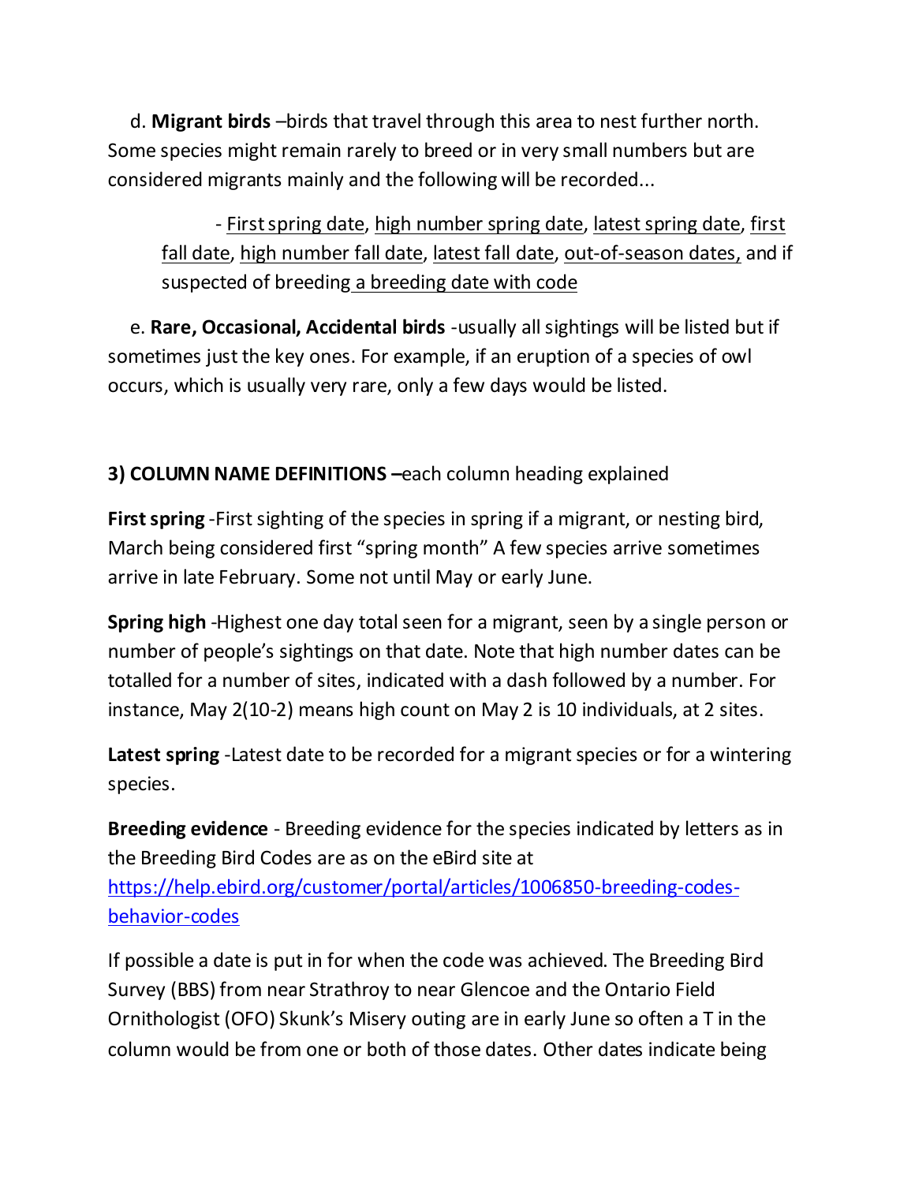d. **Migrant birds** –birds that travel through this area to nest further north. Some species might remain rarely to breed or in very small numbers but are considered migrants mainly and the following will be recorded...

- <u>First spring date</u>, <u>high number spring date</u>, <u>latest spring date</u>, <u>first fall date</u>, <u>high number fall date</u>, <u>latest fall date</u>, <u>out-of-season dates,</u> and if suspected of breeding <u>a breeding date with code</u>

e. **Rare, Occasional, Accidental birds** -usually all sightings will be listed but if sometimes just the key ones. For example, if an eruption of a species of owl occurs, which is usually very rare, only a few days would be listed.

**3) COLUMN NAME DEFINITIONS –**each column heading explained

**First spring** -First sighting of the species in spring if a migrant, or nesting bird, March being considered first "spring month" A few species arrive sometimes arrive in late February. Some not until May or early June.

**Spring high** -Highest one day total seen for a migrant, seen by a single person or number of people's sightings on that date. Note that high number dates can be totalled for a number of sites, indicated with a dash followed by a number. For instance, May 2(10-2) means high count on May 2 is 10 individuals, at 2 sites.

**Latest spring** -Latest date to be recorded for a migrant species or for a wintering species.

**Breeding evidence** - Breeding evidence for the species indicated by letters as in the Breeding Bird Codes are as on the eBird site at [https://help.ebird.org/customer/portal/articles/1006850-breeding-codes-behavior-codes](https://help.ebird.org/customer/portal/articles/1006850-breeding-codes-behavior-codes)

If possible a date is put in for when the code was achieved. The Breeding Bird Survey (BBS) from near Strathroy to near Glencoe and the Ontario Field Ornithologist (OFO) Skunk's Misery outing are in early June so often a T in the column would be from one or both of those dates. Other dates indicate being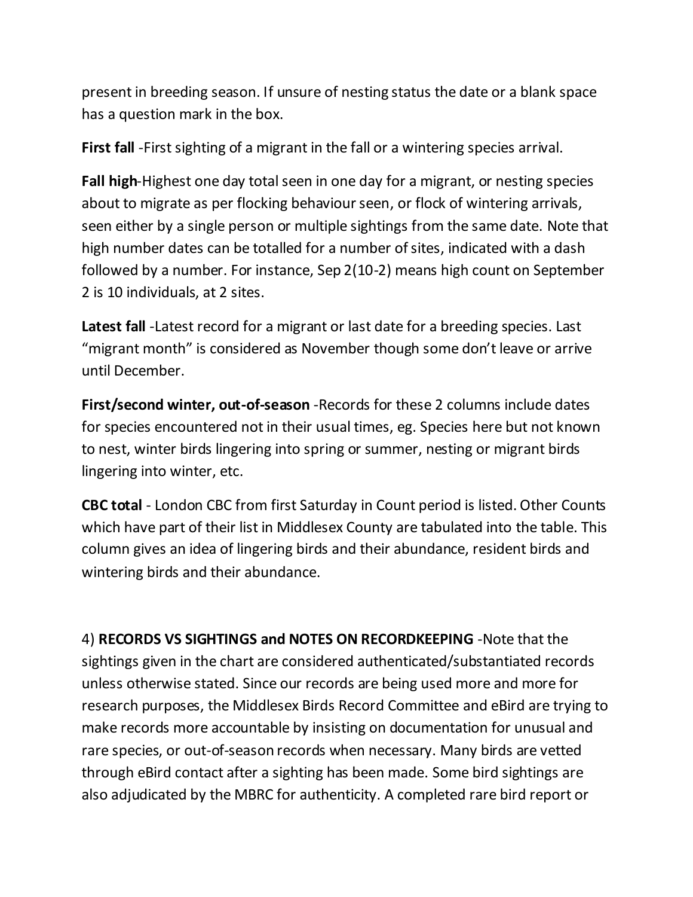present in breeding season. If unsure of nesting status the date or a blank space has a question mark in the box.

**First fall** -First sighting of a migrant in the fall or a wintering species arrival.

**Fall high**-Highest one day total seen in one day for a migrant, or nesting species about to migrate as per flocking behaviour seen, or flock of wintering arrivals, seen either by a single person or multiple sightings from the same date. Note that high number dates can be totalled for a number of sites, indicated with a dash followed by a number. For instance, Sep 2(10-2) means high count on September 2 is 10 individuals, at 2 sites.

**Latest fall** -Latest record for a migrant or last date for a breeding species. Last "migrant month" is considered as November though some don't leave or arrive until December.

**First/second winter, out-of-season** -Records for these 2 columns include dates for species encountered not in their usual times, eg. Species here but not known to nest, winter birds lingering into spring or summer, nesting or migrant birds lingering into winter, etc.

**CBC total** - London CBC from first Saturday in Count period is listed. Other Counts which have part of their list in Middlesex County are tabulated into the table. This column gives an idea of lingering birds and their abundance, resident birds and wintering birds and their abundance.

4) **RECORDS VS SIGHTINGS and NOTES ON RECORDKEEPING** -Note that the sightings given in the chart are considered authenticated/substantiated records unless otherwise stated. Since our records are being used more and more for research purposes, the Middlesex Birds Record Committee and eBird are trying to make records more accountable by insisting on documentation for unusual and rare species, or out-of-season records when necessary. Many birds are vetted through eBird contact after a sighting has been made. Some bird sightings are also adjudicated by the MBRC for authenticity. A completed rare bird report or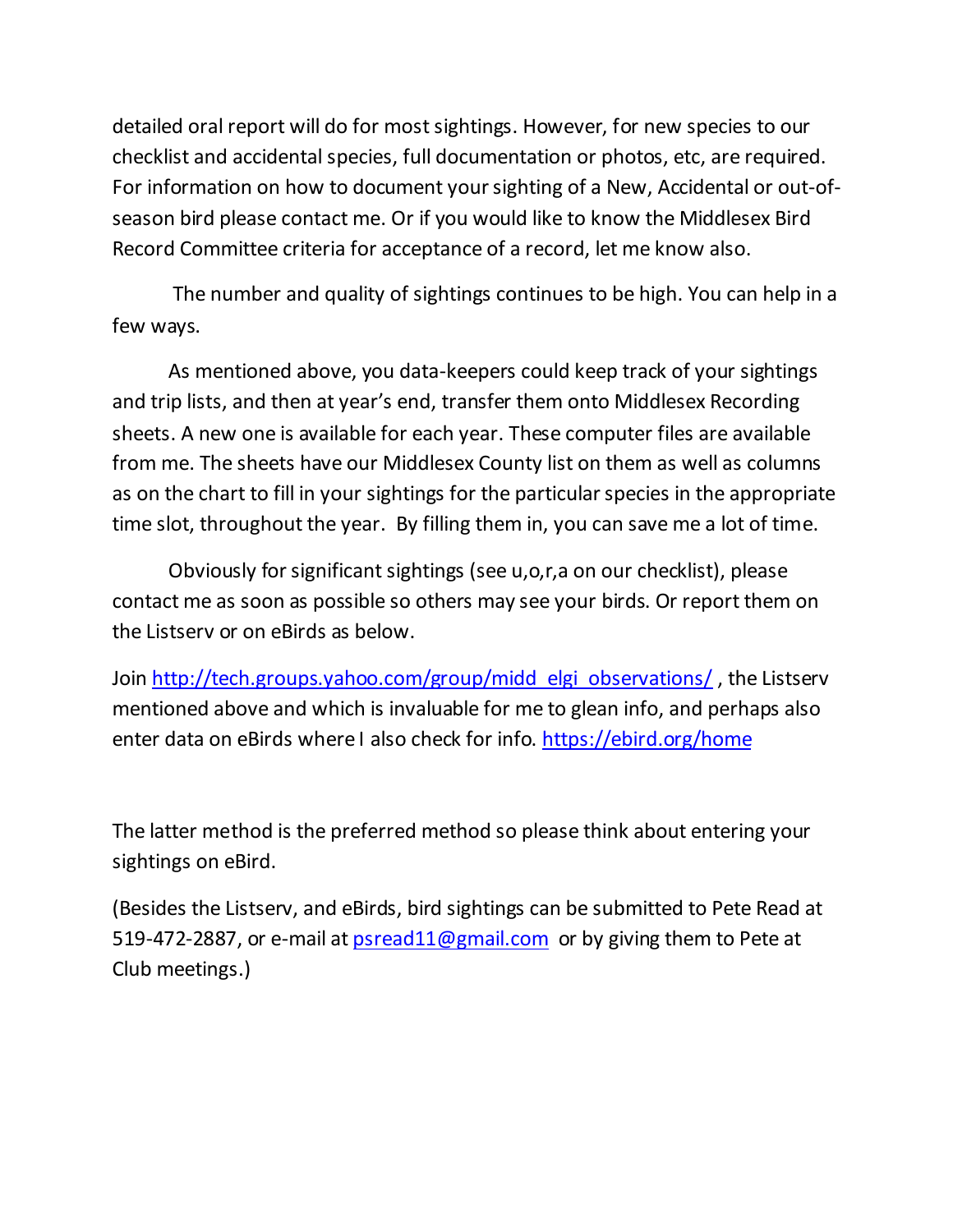detailed oral report will do for most sightings. However, for new species to our checklist and accidental species, full documentation or photos, etc, are required. For information on how to document your sighting of a New, Accidental or out-of-season bird please contact me. Or if you would like to know the Middlesex Bird Record Committee criteria for acceptance of a record, let me know also.

The number and quality of sightings continues to be high. You can help in a few ways.

As mentioned above, you data-keepers could keep track of your sightings and trip lists, and then at year's end, transfer them onto Middlesex Recording sheets. A new one is available for each year. These computer files are available from me. The sheets have our Middlesex County list on them as well as columns as on the chart to fill in your sightings for the particular species in the appropriate time slot, throughout the year. By filling them in, you can save me a lot of time.

Obviously for significant sightings (see u,o,r,a on our checklist), please contact me as soon as possible so others may see your birds. Or report them on the Listserv or on eBirds as below.

Join http://tech.groups.yahoo.com/group/midd_elgi_observations/ , the Listserv mentioned above and which is invaluable for me to glean info, and perhaps also enter data on eBirds where I also check for info. https://ebird.org/home

The latter method is the preferred method so please think about entering your sightings on eBird.

(Besides the Listserv, and eBirds, bird sightings can be submitted to Pete Read at 519-472-2887, or e-mail at psread11@gmail.com or by giving them to Pete at Club meetings.)